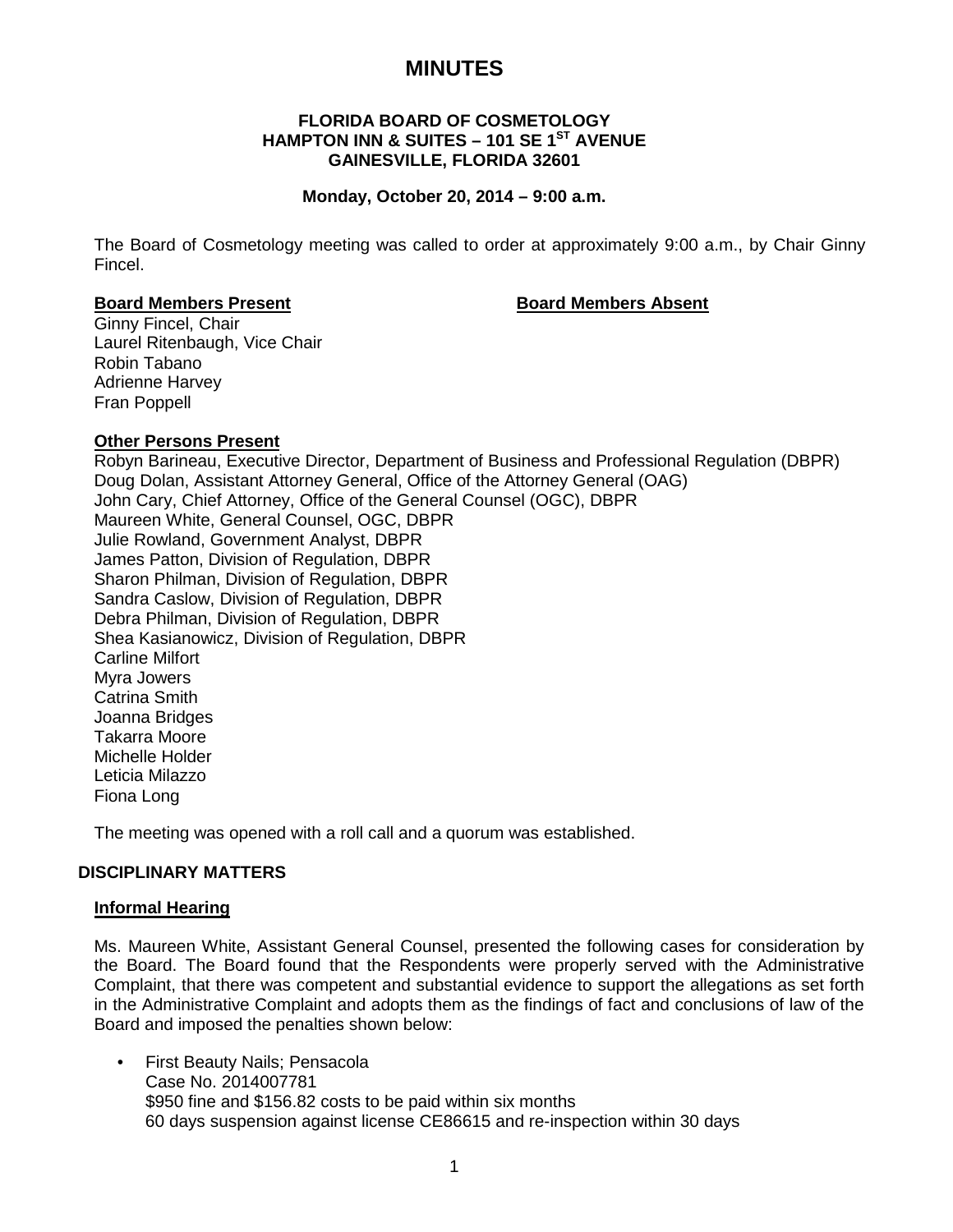# MINUTES

**FLORIDA BOARD OF COSMETOLOGY**
**HAMPTON INN & SUITES – 101 SE 1ST AVENUE**
**GAINESVILLE, FLORIDA 32601**

**Monday, October 20, 2014 – 9:00 a.m.**

The Board of Cosmetology meeting was called to order at approximately 9:00 a.m., by Chair Ginny Fincel.

**Board Members Present**

Ginny Fincel, Chair
Laurel Ritenbaugh, Vice Chair
Robin Tabano
Adrienne Harvey
Fran Poppell

**Board Members Absent**

**Other Persons Present**

Robyn Barineau, Executive Director, Department of Business and Professional Regulation (DBPR)
Doug Dolan, Assistant Attorney General, Office of the Attorney General (OAG)
John Cary, Chief Attorney, Office of the General Counsel (OGC), DBPR
Maureen White, General Counsel, OGC, DBPR
Julie Rowland, Government Analyst, DBPR
James Patton, Division of Regulation, DBPR
Sharon Philman, Division of Regulation, DBPR
Sandra Caslow, Division of Regulation, DBPR
Debra Philman, Division of Regulation, DBPR
Shea Kasianowicz, Division of Regulation, DBPR
Carline Milfort
Myra Jowers
Catrina Smith
Joanna Bridges
Takarra Moore
Michelle Holder
Leticia Milazzo
Fiona Long

The meeting was opened with a roll call and a quorum was established.

## DISCIPLINARY MATTERS

### Informal Hearing

Ms. Maureen White, Assistant General Counsel, presented the following cases for consideration by the Board. The Board found that the Respondents were properly served with the Administrative Complaint, that there was competent and substantial evidence to support the allegations as set forth in the Administrative Complaint and adopts them as the findings of fact and conclusions of law of the Board and imposed the penalties shown below:

- First Beauty Nails; Pensacola
  Case No. 2014007781
  $950 fine and $156.82 costs to be paid within six months
  60 days suspension against license CE86615 and re-inspection within 30 days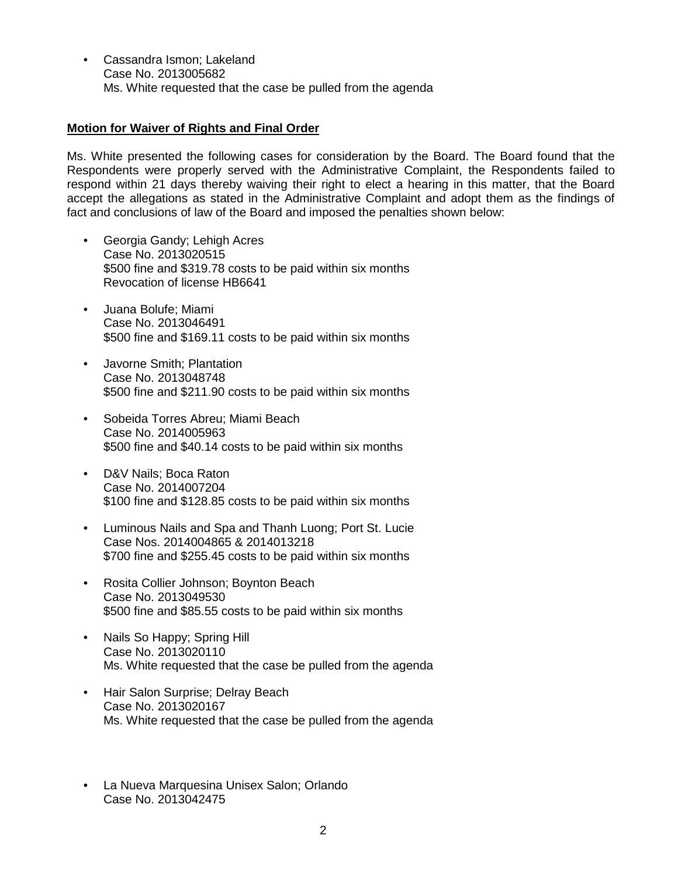- Cassandra Ismon; Lakeland
  Case No. 2013005682
  Ms. White requested that the case be pulled from the agenda

**Motion for Waiver of Rights and Final Order**

Ms. White presented the following cases for consideration by the Board. The Board found that the Respondents were properly served with the Administrative Complaint, the Respondents failed to respond within 21 days thereby waiving their right to elect a hearing in this matter, that the Board accept the allegations as stated in the Administrative Complaint and adopt them as the findings of fact and conclusions of law of the Board and imposed the penalties shown below:

- Georgia Gandy; Lehigh Acres
  Case No. 2013020515
  $500 fine and $319.78 costs to be paid within six months
  Revocation of license HB6641

- Juana Bolufe; Miami
  Case No. 2013046491
  $500 fine and $169.11 costs to be paid within six months

- Javorne Smith; Plantation
  Case No. 2013048748
  $500 fine and $211.90 costs to be paid within six months

- Sobeida Torres Abreu; Miami Beach
  Case No. 2014005963
  $500 fine and $40.14 costs to be paid within six months

- D&V Nails; Boca Raton
  Case No. 2014007204
  $100 fine and $128.85 costs to be paid within six months

- Luminous Nails and Spa and Thanh Luong; Port St. Lucie
  Case Nos. 2014004865 & 2014013218
  $700 fine and $255.45 costs to be paid within six months

- Rosita Collier Johnson; Boynton Beach
  Case No. 2013049530
  $500 fine and $85.55 costs to be paid within six months

- Nails So Happy; Spring Hill
  Case No. 2013020110
  Ms. White requested that the case be pulled from the agenda

- Hair Salon Surprise; Delray Beach
  Case No. 2013020167
  Ms. White requested that the case be pulled from the agenda

- La Nueva Marquesina Unisex Salon; Orlando
  Case No. 2013042475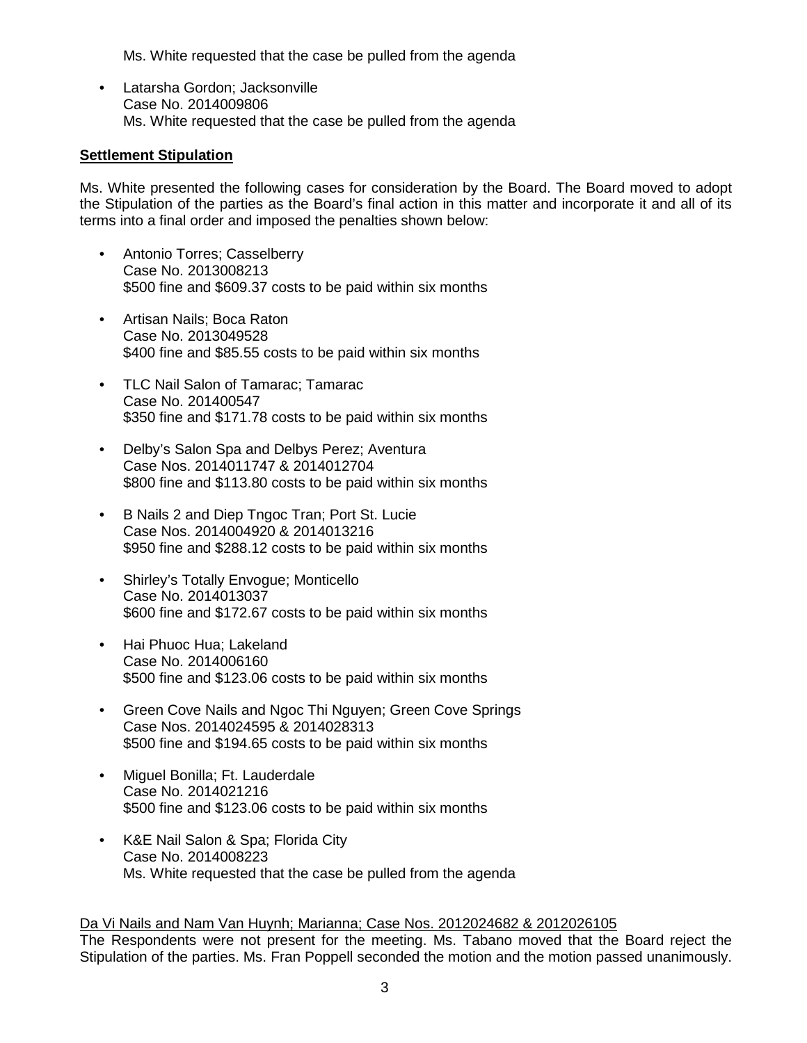Ms. White requested that the case be pulled from the agenda

- Latarsha Gordon; Jacksonville
  Case No. 2014009806
  Ms. White requested that the case be pulled from the agenda

**Settlement Stipulation**

Ms. White presented the following cases for consideration by the Board. The Board moved to adopt the Stipulation of the parties as the Board's final action in this matter and incorporate it and all of its terms into a final order and imposed the penalties shown below:

- Antonio Torres; Casselberry
  Case No. 2013008213
  $500 fine and $609.37 costs to be paid within six months

- Artisan Nails; Boca Raton
  Case No. 2013049528
  $400 fine and $85.55 costs to be paid within six months

- TLC Nail Salon of Tamarac; Tamarac
  Case No. 201400547
  $350 fine and $171.78 costs to be paid within six months

- Delby's Salon Spa and Delbys Perez; Aventura
  Case Nos. 2014011747 & 2014012704
  $800 fine and $113.80 costs to be paid within six months

- B Nails 2 and Diep Tngoc Tran; Port St. Lucie
  Case Nos. 2014004920 & 2014013216
  $950 fine and $288.12 costs to be paid within six months

- Shirley's Totally Envogue; Monticello
  Case No. 2014013037
  $600 fine and $172.67 costs to be paid within six months

- Hai Phuoc Hua; Lakeland
  Case No. 2014006160
  $500 fine and $123.06 costs to be paid within six months

- Green Cove Nails and Ngoc Thi Nguyen; Green Cove Springs
  Case Nos. 2014024595 & 2014028313
  $500 fine and $194.65 costs to be paid within six months

- Miguel Bonilla; Ft. Lauderdale
  Case No. 2014021216
  $500 fine and $123.06 costs to be paid within six months

- K&E Nail Salon & Spa; Florida City
  Case No. 2014008223
  Ms. White requested that the case be pulled from the agenda

<u>Da Vi Nails and Nam Van Huynh; Marianna; Case Nos. 2012024682 & 2012026105</u>
The Respondents were not present for the meeting. Ms. Tabano moved that the Board reject the Stipulation of the parties. Ms. Fran Poppell seconded the motion and the motion passed unanimously.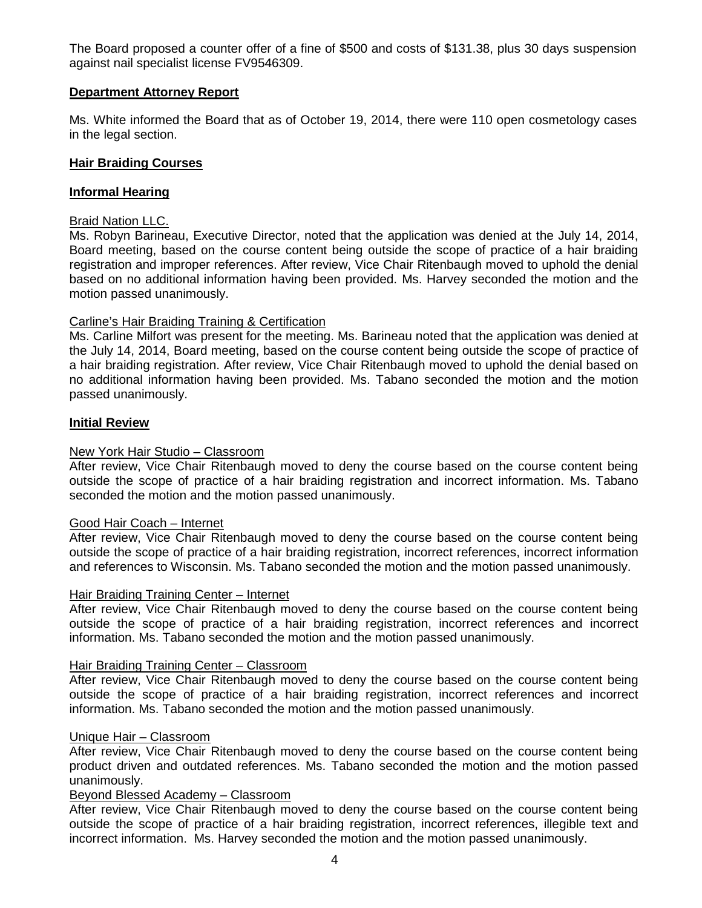The Board proposed a counter offer of a fine of $500 and costs of $131.38, plus 30 days suspension against nail specialist license FV9546309.

**Department Attorney Report**

Ms. White informed the Board that as of October 19, 2014, there were 110 open cosmetology cases in the legal section.

**Hair Braiding Courses**

**Informal Hearing**

Braid Nation LLC.

Ms. Robyn Barineau, Executive Director, noted that the application was denied at the July 14, 2014, Board meeting, based on the course content being outside the scope of practice of a hair braiding registration and improper references. After review, Vice Chair Ritenbaugh moved to uphold the denial based on no additional information having been provided. Ms. Harvey seconded the motion and the motion passed unanimously.

Carline's Hair Braiding Training & Certification

Ms. Carline Milfort was present for the meeting. Ms. Barineau noted that the application was denied at the July 14, 2014, Board meeting, based on the course content being outside the scope of practice of a hair braiding registration. After review, Vice Chair Ritenbaugh moved to uphold the denial based on no additional information having been provided. Ms. Tabano seconded the motion and the motion passed unanimously.

**Initial Review**

New York Hair Studio – Classroom

After review, Vice Chair Ritenbaugh moved to deny the course based on the course content being outside the scope of practice of a hair braiding registration and incorrect information. Ms. Tabano seconded the motion and the motion passed unanimously.

Good Hair Coach – Internet

After review, Vice Chair Ritenbaugh moved to deny the course based on the course content being outside the scope of practice of a hair braiding registration, incorrect references, incorrect information and references to Wisconsin. Ms. Tabano seconded the motion and the motion passed unanimously.

Hair Braiding Training Center – Internet

After review, Vice Chair Ritenbaugh moved to deny the course based on the course content being outside the scope of practice of a hair braiding registration, incorrect references and incorrect information. Ms. Tabano seconded the motion and the motion passed unanimously.

Hair Braiding Training Center – Classroom

After review, Vice Chair Ritenbaugh moved to deny the course based on the course content being outside the scope of practice of a hair braiding registration, incorrect references and incorrect information. Ms. Tabano seconded the motion and the motion passed unanimously.

Unique Hair – Classroom

After review, Vice Chair Ritenbaugh moved to deny the course based on the course content being product driven and outdated references. Ms. Tabano seconded the motion and the motion passed unanimously.

Beyond Blessed Academy – Classroom

After review, Vice Chair Ritenbaugh moved to deny the course based on the course content being outside the scope of practice of a hair braiding registration, incorrect references, illegible text and incorrect information. Ms. Harvey seconded the motion and the motion passed unanimously.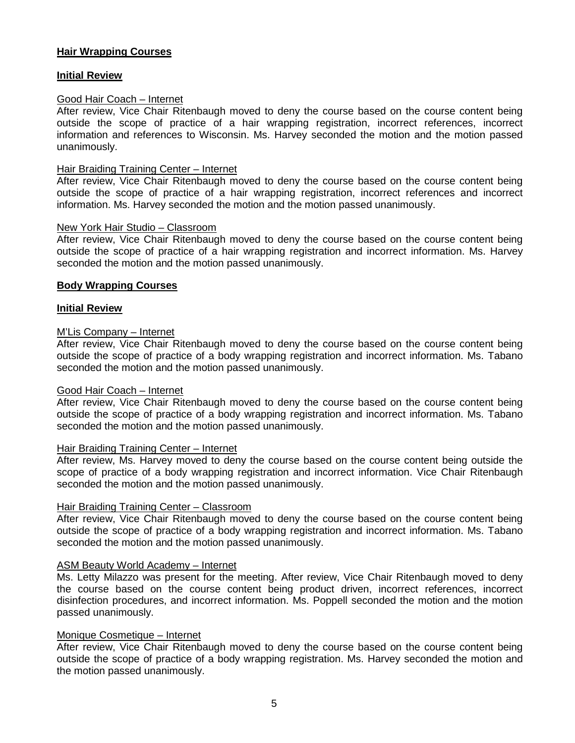## Hair Wrapping Courses

### Initial Review

Good Hair Coach – Internet

After review, Vice Chair Ritenbaugh moved to deny the course based on the course content being outside the scope of practice of a hair wrapping registration, incorrect references, incorrect information and references to Wisconsin. Ms. Harvey seconded the motion and the motion passed unanimously.

Hair Braiding Training Center – Internet

After review, Vice Chair Ritenbaugh moved to deny the course based on the course content being outside the scope of practice of a hair wrapping registration, incorrect references and incorrect information. Ms. Harvey seconded the motion and the motion passed unanimously.

New York Hair Studio – Classroom

After review, Vice Chair Ritenbaugh moved to deny the course based on the course content being outside the scope of practice of a hair wrapping registration and incorrect information. Ms. Harvey seconded the motion and the motion passed unanimously.

## Body Wrapping Courses

### Initial Review

M'Lis Company – Internet

After review, Vice Chair Ritenbaugh moved to deny the course based on the course content being outside the scope of practice of a body wrapping registration and incorrect information. Ms. Tabano seconded the motion and the motion passed unanimously.

Good Hair Coach – Internet

After review, Vice Chair Ritenbaugh moved to deny the course based on the course content being outside the scope of practice of a body wrapping registration and incorrect information. Ms. Tabano seconded the motion and the motion passed unanimously.

Hair Braiding Training Center – Internet

After review, Ms. Harvey moved to deny the course based on the course content being outside the scope of practice of a body wrapping registration and incorrect information. Vice Chair Ritenbaugh seconded the motion and the motion passed unanimously.

Hair Braiding Training Center – Classroom

After review, Vice Chair Ritenbaugh moved to deny the course based on the course content being outside the scope of practice of a body wrapping registration and incorrect information. Ms. Tabano seconded the motion and the motion passed unanimously.

ASM Beauty World Academy – Internet

Ms. Letty Milazzo was present for the meeting. After review, Vice Chair Ritenbaugh moved to deny the course based on the course content being product driven, incorrect references, incorrect disinfection procedures, and incorrect information. Ms. Poppell seconded the motion and the motion passed unanimously.

Monique Cosmetique – Internet

After review, Vice Chair Ritenbaugh moved to deny the course based on the course content being outside the scope of practice of a body wrapping registration. Ms. Harvey seconded the motion and the motion passed unanimously.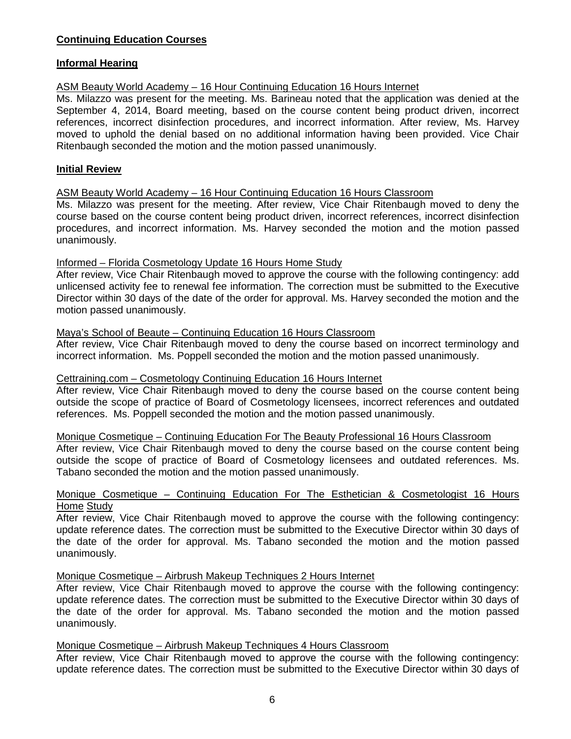## Continuing Education Courses

### Informal Hearing

ASM Beauty World Academy – 16 Hour Continuing Education 16 Hours Internet

Ms. Milazzo was present for the meeting. Ms. Barineau noted that the application was denied at the September 4, 2014, Board meeting, based on the course content being product driven, incorrect references, incorrect disinfection procedures, and incorrect information. After review, Ms. Harvey moved to uphold the denial based on no additional information having been provided. Vice Chair Ritenbaugh seconded the motion and the motion passed unanimously.

### Initial Review

ASM Beauty World Academy – 16 Hour Continuing Education 16 Hours Classroom

Ms. Milazzo was present for the meeting. After review, Vice Chair Ritenbaugh moved to deny the course based on the course content being product driven, incorrect references, incorrect disinfection procedures, and incorrect information. Ms. Harvey seconded the motion and the motion passed unanimously.

Informed – Florida Cosmetology Update 16 Hours Home Study

After review, Vice Chair Ritenbaugh moved to approve the course with the following contingency: add unlicensed activity fee to renewal fee information. The correction must be submitted to the Executive Director within 30 days of the date of the order for approval. Ms. Harvey seconded the motion and the motion passed unanimously.

Maya's School of Beaute – Continuing Education 16 Hours Classroom

After review, Vice Chair Ritenbaugh moved to deny the course based on incorrect terminology and incorrect information. Ms. Poppell seconded the motion and the motion passed unanimously.

Cettraining.com – Cosmetology Continuing Education 16 Hours Internet

After review, Vice Chair Ritenbaugh moved to deny the course based on the course content being outside the scope of practice of Board of Cosmetology licensees, incorrect references and outdated references. Ms. Poppell seconded the motion and the motion passed unanimously.

Monique Cosmetique – Continuing Education For The Beauty Professional 16 Hours Classroom

After review, Vice Chair Ritenbaugh moved to deny the course based on the course content being outside the scope of practice of Board of Cosmetology licensees and outdated references. Ms. Tabano seconded the motion and the motion passed unanimously.

Monique Cosmetique – Continuing Education For The Esthetician & Cosmetologist 16 Hours Home Study

After review, Vice Chair Ritenbaugh moved to approve the course with the following contingency: update reference dates. The correction must be submitted to the Executive Director within 30 days of the date of the order for approval. Ms. Tabano seconded the motion and the motion passed unanimously.

Monique Cosmetique – Airbrush Makeup Techniques 2 Hours Internet

After review, Vice Chair Ritenbaugh moved to approve the course with the following contingency: update reference dates. The correction must be submitted to the Executive Director within 30 days of the date of the order for approval. Ms. Tabano seconded the motion and the motion passed unanimously.

Monique Cosmetique – Airbrush Makeup Techniques 4 Hours Classroom

After review, Vice Chair Ritenbaugh moved to approve the course with the following contingency: update reference dates. The correction must be submitted to the Executive Director within 30 days of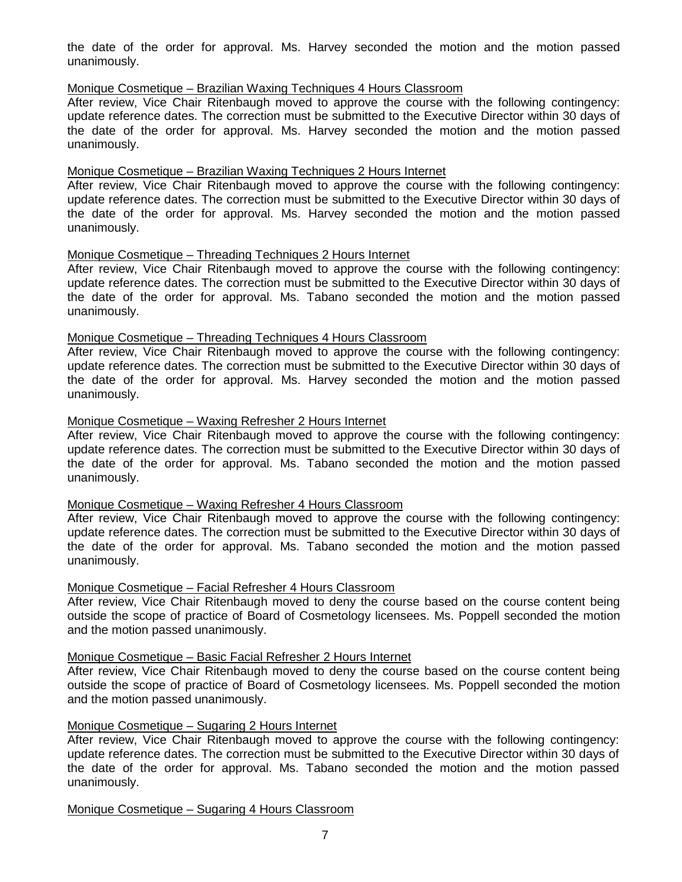the date of the order for approval. Ms. Harvey seconded the motion and the motion passed unanimously.

Monique Cosmetique – Brazilian Waxing Techniques 4 Hours Classroom

After review, Vice Chair Ritenbaugh moved to approve the course with the following contingency: update reference dates. The correction must be submitted to the Executive Director within 30 days of the date of the order for approval. Ms. Harvey seconded the motion and the motion passed unanimously.

Monique Cosmetique – Brazilian Waxing Techniques 2 Hours Internet

After review, Vice Chair Ritenbaugh moved to approve the course with the following contingency: update reference dates. The correction must be submitted to the Executive Director within 30 days of the date of the order for approval. Ms. Harvey seconded the motion and the motion passed unanimously.

Monique Cosmetique – Threading Techniques 2 Hours Internet

After review, Vice Chair Ritenbaugh moved to approve the course with the following contingency: update reference dates. The correction must be submitted to the Executive Director within 30 days of the date of the order for approval. Ms. Tabano seconded the motion and the motion passed unanimously.

Monique Cosmetique – Threading Techniques 4 Hours Classroom

After review, Vice Chair Ritenbaugh moved to approve the course with the following contingency: update reference dates. The correction must be submitted to the Executive Director within 30 days of the date of the order for approval. Ms. Harvey seconded the motion and the motion passed unanimously.

Monique Cosmetique – Waxing Refresher 2 Hours Internet

After review, Vice Chair Ritenbaugh moved to approve the course with the following contingency: update reference dates. The correction must be submitted to the Executive Director within 30 days of the date of the order for approval. Ms. Tabano seconded the motion and the motion passed unanimously.

Monique Cosmetique – Waxing Refresher 4 Hours Classroom

After review, Vice Chair Ritenbaugh moved to approve the course with the following contingency: update reference dates. The correction must be submitted to the Executive Director within 30 days of the date of the order for approval. Ms. Tabano seconded the motion and the motion passed unanimously.

Monique Cosmetique – Facial Refresher 4 Hours Classroom

After review, Vice Chair Ritenbaugh moved to deny the course based on the course content being outside the scope of practice of Board of Cosmetology licensees. Ms. Poppell seconded the motion and the motion passed unanimously.

Monique Cosmetique – Basic Facial Refresher 2 Hours Internet

After review, Vice Chair Ritenbaugh moved to deny the course based on the course content being outside the scope of practice of Board of Cosmetology licensees. Ms. Poppell seconded the motion and the motion passed unanimously.

Monique Cosmetique – Sugaring 2 Hours Internet

After review, Vice Chair Ritenbaugh moved to approve the course with the following contingency: update reference dates. The correction must be submitted to the Executive Director within 30 days of the date of the order for approval. Ms. Tabano seconded the motion and the motion passed unanimously.

Monique Cosmetique – Sugaring 4 Hours Classroom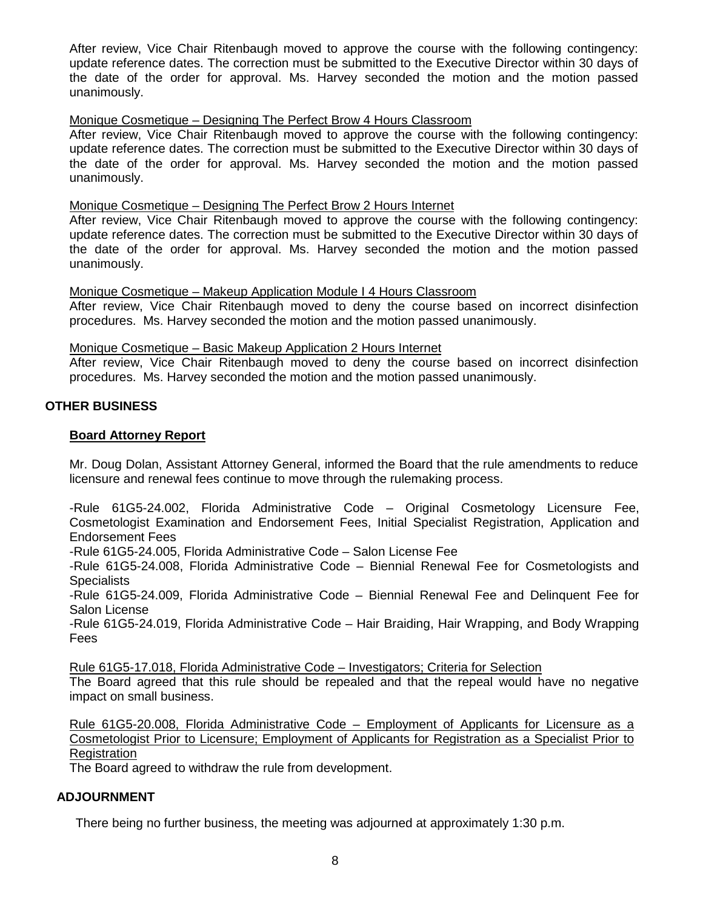After review, Vice Chair Ritenbaugh moved to approve the course with the following contingency: update reference dates. The correction must be submitted to the Executive Director within 30 days of the date of the order for approval. Ms. Harvey seconded the motion and the motion passed unanimously.

<u>Monique Cosmetique – Designing The Perfect Brow 4 Hours Classroom</u>
After review, Vice Chair Ritenbaugh moved to approve the course with the following contingency: update reference dates. The correction must be submitted to the Executive Director within 30 days of the date of the order for approval. Ms. Harvey seconded the motion and the motion passed unanimously.

<u>Monique Cosmetique – Designing The Perfect Brow 2 Hours Internet</u>
After review, Vice Chair Ritenbaugh moved to approve the course with the following contingency: update reference dates. The correction must be submitted to the Executive Director within 30 days of the date of the order for approval. Ms. Harvey seconded the motion and the motion passed unanimously.

<u>Monique Cosmetique – Makeup Application Module I 4 Hours Classroom</u>
After review, Vice Chair Ritenbaugh moved to deny the course based on incorrect disinfection procedures. Ms. Harvey seconded the motion and the motion passed unanimously.

<u>Monique Cosmetique – Basic Makeup Application 2 Hours Internet</u>
After review, Vice Chair Ritenbaugh moved to deny the course based on incorrect disinfection procedures. Ms. Harvey seconded the motion and the motion passed unanimously.

## OTHER BUSINESS

### <u>Board Attorney Report</u>

Mr. Doug Dolan, Assistant Attorney General, informed the Board that the rule amendments to reduce licensure and renewal fees continue to move through the rulemaking process.

-Rule 61G5-24.002, Florida Administrative Code – Original Cosmetology Licensure Fee, Cosmetologist Examination and Endorsement Fees, Initial Specialist Registration, Application and Endorsement Fees
-Rule 61G5-24.005, Florida Administrative Code – Salon License Fee
-Rule 61G5-24.008, Florida Administrative Code – Biennial Renewal Fee for Cosmetologists and Specialists
-Rule 61G5-24.009, Florida Administrative Code – Biennial Renewal Fee and Delinquent Fee for Salon License
-Rule 61G5-24.019, Florida Administrative Code – Hair Braiding, Hair Wrapping, and Body Wrapping Fees

<u>Rule 61G5-17.018, Florida Administrative Code – Investigators; Criteria for Selection</u>
The Board agreed that this rule should be repealed and that the repeal would have no negative impact on small business.

<u>Rule 61G5-20.008, Florida Administrative Code – Employment of Applicants for Licensure as a Cosmetologist Prior to Licensure; Employment of Applicants for Registration as a Specialist Prior to Registration</u>
The Board agreed to withdraw the rule from development.

## ADJOURNMENT

There being no further business, the meeting was adjourned at approximately 1:30 p.m.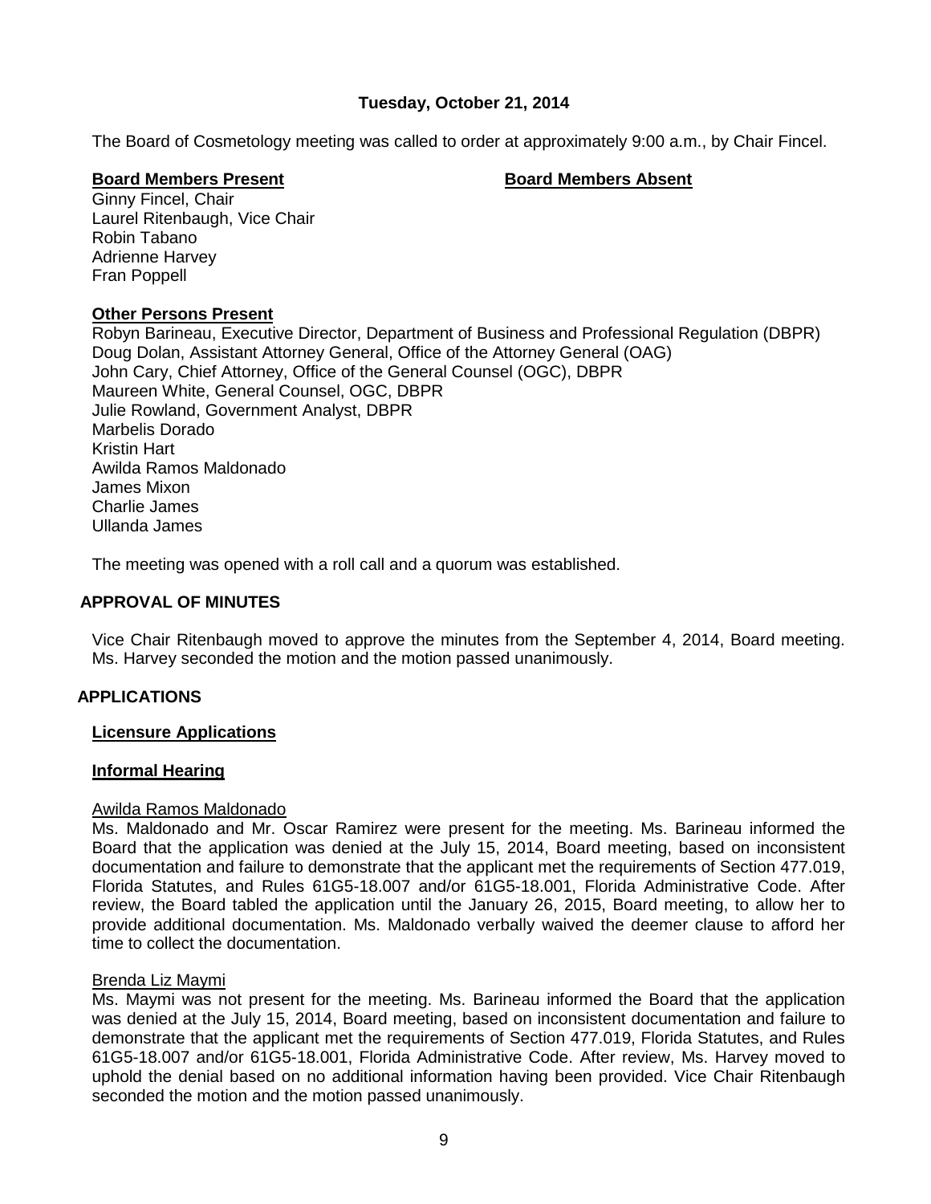**Tuesday, October 21, 2014**

The Board of Cosmetology meeting was called to order at approximately 9:00 a.m., by Chair Fincel.

| **Board Members Present** | **Board Members Absent** |
|---|---|
| Ginny Fincel, Chair | |
| Laurel Ritenbaugh, Vice Chair | |
| Robin Tabano | |
| Adrienne Harvey | |
| Fran Poppell | |

**Other Persons Present**

Robyn Barineau, Executive Director, Department of Business and Professional Regulation (DBPR)
Doug Dolan, Assistant Attorney General, Office of the Attorney General (OAG)
John Cary, Chief Attorney, Office of the General Counsel (OGC), DBPR
Maureen White, General Counsel, OGC, DBPR
Julie Rowland, Government Analyst, DBPR
Marbelis Dorado
Kristin Hart
Awilda Ramos Maldonado
James Mixon
Charlie James
Ullanda James

The meeting was opened with a roll call and a quorum was established.

## APPROVAL OF MINUTES

Vice Chair Ritenbaugh moved to approve the minutes from the September 4, 2014, Board meeting. Ms. Harvey seconded the motion and the motion passed unanimously.

## APPLICATIONS

### Licensure Applications

### Informal Hearing

Awilda Ramos Maldonado

Ms. Maldonado and Mr. Oscar Ramirez were present for the meeting. Ms. Barineau informed the Board that the application was denied at the July 15, 2014, Board meeting, based on inconsistent documentation and failure to demonstrate that the applicant met the requirements of Section 477.019, Florida Statutes, and Rules 61G5-18.007 and/or 61G5-18.001, Florida Administrative Code. After review, the Board tabled the application until the January 26, 2015, Board meeting, to allow her to provide additional documentation. Ms. Maldonado verbally waived the deemer clause to afford her time to collect the documentation.

Brenda Liz Maymi

Ms. Maymi was not present for the meeting. Ms. Barineau informed the Board that the application was denied at the July 15, 2014, Board meeting, based on inconsistent documentation and failure to demonstrate that the applicant met the requirements of Section 477.019, Florida Statutes, and Rules 61G5-18.007 and/or 61G5-18.001, Florida Administrative Code. After review, Ms. Harvey moved to uphold the denial based on no additional information having been provided. Vice Chair Ritenbaugh seconded the motion and the motion passed unanimously.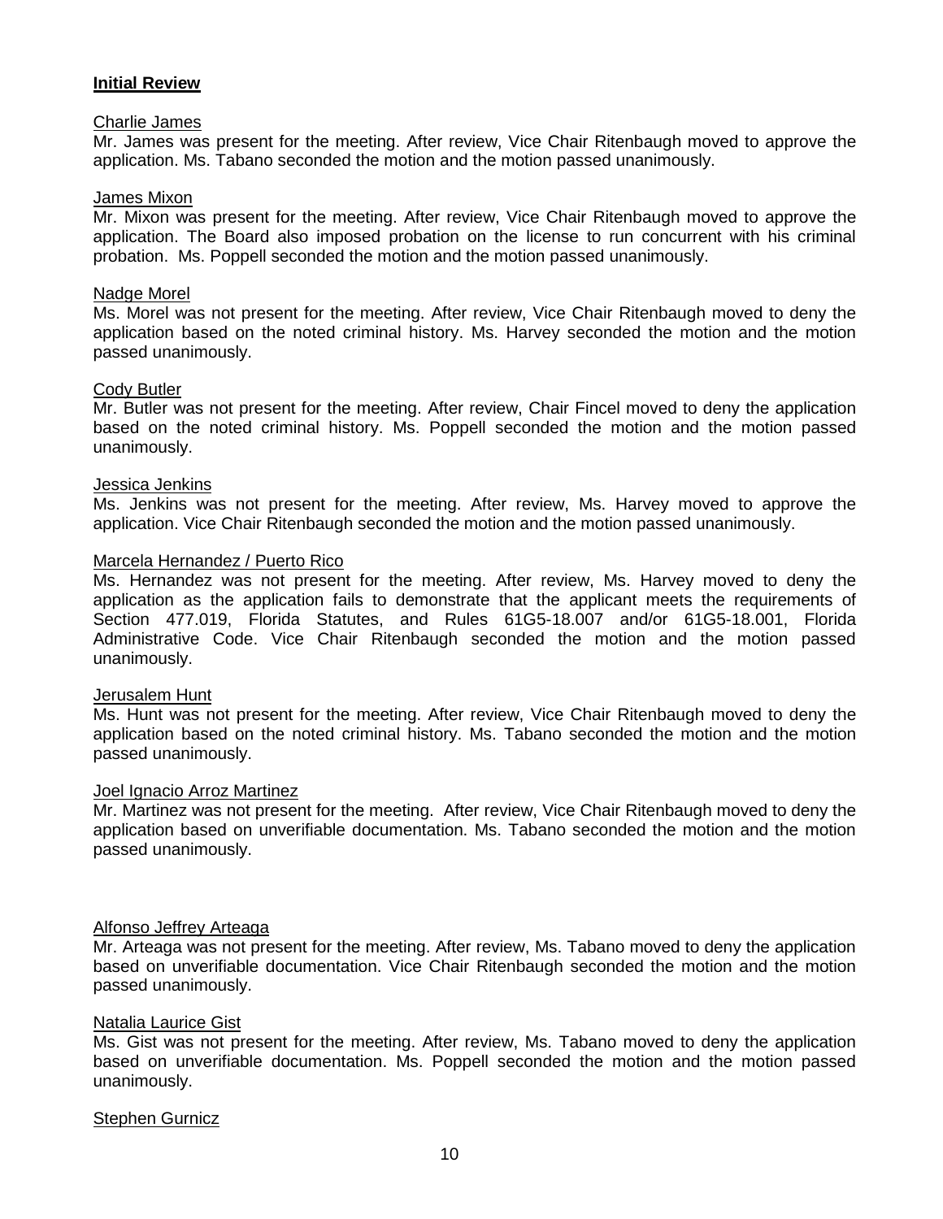**Initial Review**

Charlie James

Mr. James was present for the meeting. After review, Vice Chair Ritenbaugh moved to approve the application. Ms. Tabano seconded the motion and the motion passed unanimously.

James Mixon

Mr. Mixon was present for the meeting. After review, Vice Chair Ritenbaugh moved to approve the application. The Board also imposed probation on the license to run concurrent with his criminal probation. Ms. Poppell seconded the motion and the motion passed unanimously.

Nadge Morel

Ms. Morel was not present for the meeting. After review, Vice Chair Ritenbaugh moved to deny the application based on the noted criminal history. Ms. Harvey seconded the motion and the motion passed unanimously.

Cody Butler

Mr. Butler was not present for the meeting. After review, Chair Fincel moved to deny the application based on the noted criminal history. Ms. Poppell seconded the motion and the motion passed unanimously.

Jessica Jenkins

Ms. Jenkins was not present for the meeting. After review, Ms. Harvey moved to approve the application. Vice Chair Ritenbaugh seconded the motion and the motion passed unanimously.

Marcela Hernandez / Puerto Rico

Ms. Hernandez was not present for the meeting. After review, Ms. Harvey moved to deny the application as the application fails to demonstrate that the applicant meets the requirements of Section 477.019, Florida Statutes, and Rules 61G5-18.007 and/or 61G5-18.001, Florida Administrative Code. Vice Chair Ritenbaugh seconded the motion and the motion passed unanimously.

Jerusalem Hunt

Ms. Hunt was not present for the meeting. After review, Vice Chair Ritenbaugh moved to deny the application based on the noted criminal history. Ms. Tabano seconded the motion and the motion passed unanimously.

Joel Ignacio Arroz Martinez

Mr. Martinez was not present for the meeting. After review, Vice Chair Ritenbaugh moved to deny the application based on unverifiable documentation. Ms. Tabano seconded the motion and the motion passed unanimously.

Alfonso Jeffrey Arteaga

Mr. Arteaga was not present for the meeting. After review, Ms. Tabano moved to deny the application based on unverifiable documentation. Vice Chair Ritenbaugh seconded the motion and the motion passed unanimously.

Natalia Laurice Gist

Ms. Gist was not present for the meeting. After review, Ms. Tabano moved to deny the application based on unverifiable documentation. Ms. Poppell seconded the motion and the motion passed unanimously.

Stephen Gurnicz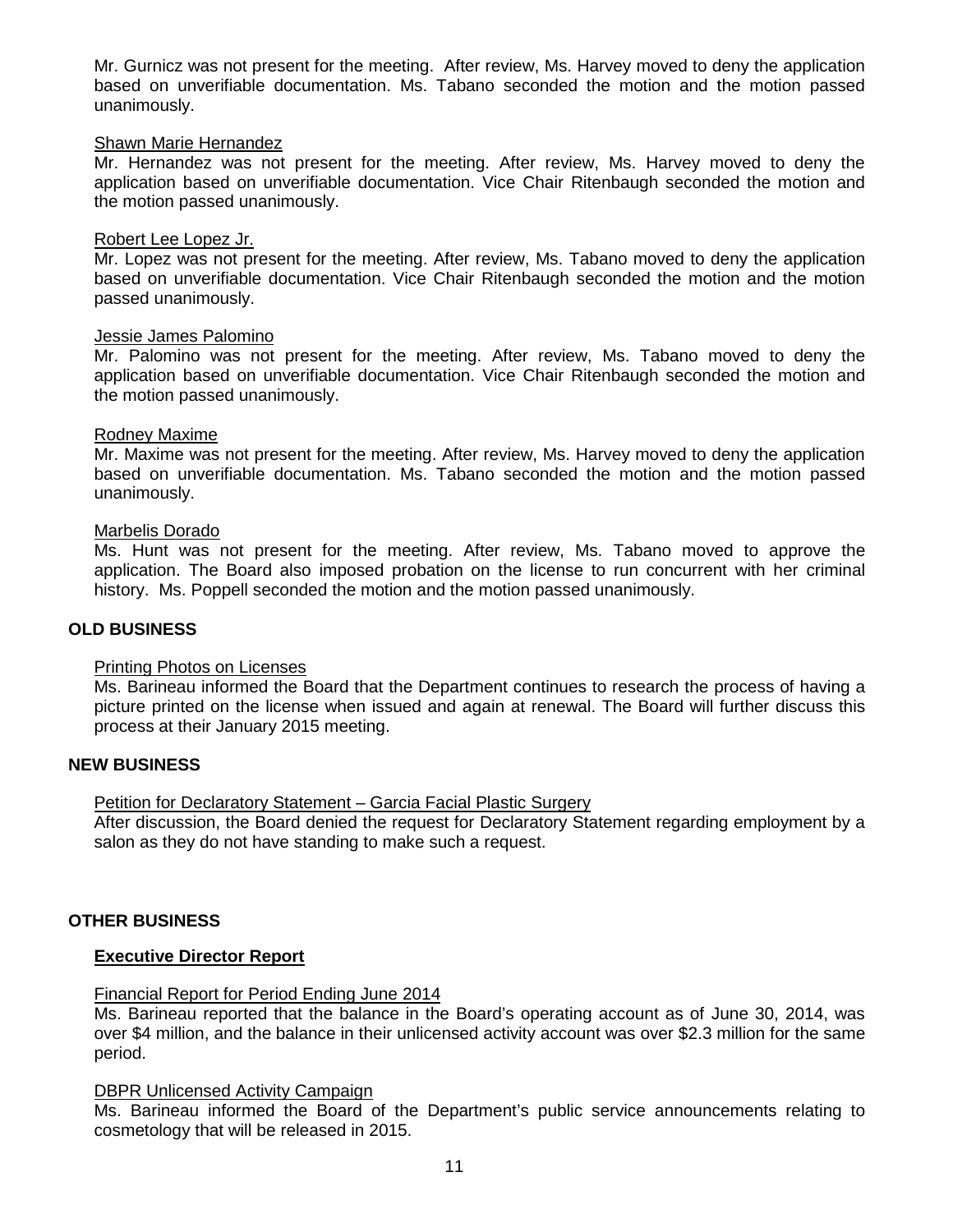Mr. Gurnicz was not present for the meeting. After review, Ms. Harvey moved to deny the application based on unverifiable documentation. Ms. Tabano seconded the motion and the motion passed unanimously.

Shawn Marie Hernandez

Mr. Hernandez was not present for the meeting. After review, Ms. Harvey moved to deny the application based on unverifiable documentation. Vice Chair Ritenbaugh seconded the motion and the motion passed unanimously.

Robert Lee Lopez Jr.

Mr. Lopez was not present for the meeting. After review, Ms. Tabano moved to deny the application based on unverifiable documentation. Vice Chair Ritenbaugh seconded the motion and the motion passed unanimously.

Jessie James Palomino

Mr. Palomino was not present for the meeting. After review, Ms. Tabano moved to deny the application based on unverifiable documentation. Vice Chair Ritenbaugh seconded the motion and the motion passed unanimously.

Rodney Maxime

Mr. Maxime was not present for the meeting. After review, Ms. Harvey moved to deny the application based on unverifiable documentation. Ms. Tabano seconded the motion and the motion passed unanimously.

Marbelis Dorado

Ms. Hunt was not present for the meeting. After review, Ms. Tabano moved to approve the application. The Board also imposed probation on the license to run concurrent with her criminal history. Ms. Poppell seconded the motion and the motion passed unanimously.

## OLD BUSINESS

Printing Photos on Licenses

Ms. Barineau informed the Board that the Department continues to research the process of having a picture printed on the license when issued and again at renewal. The Board will further discuss this process at their January 2015 meeting.

## NEW BUSINESS

Petition for Declaratory Statement – Garcia Facial Plastic Surgery

After discussion, the Board denied the request for Declaratory Statement regarding employment by a salon as they do not have standing to make such a request.

## OTHER BUSINESS

### Executive Director Report

Financial Report for Period Ending June 2014

Ms. Barineau reported that the balance in the Board's operating account as of June 30, 2014, was over $4 million, and the balance in their unlicensed activity account was over $2.3 million for the same period.

DBPR Unlicensed Activity Campaign

Ms. Barineau informed the Board of the Department's public service announcements relating to cosmetology that will be released in 2015.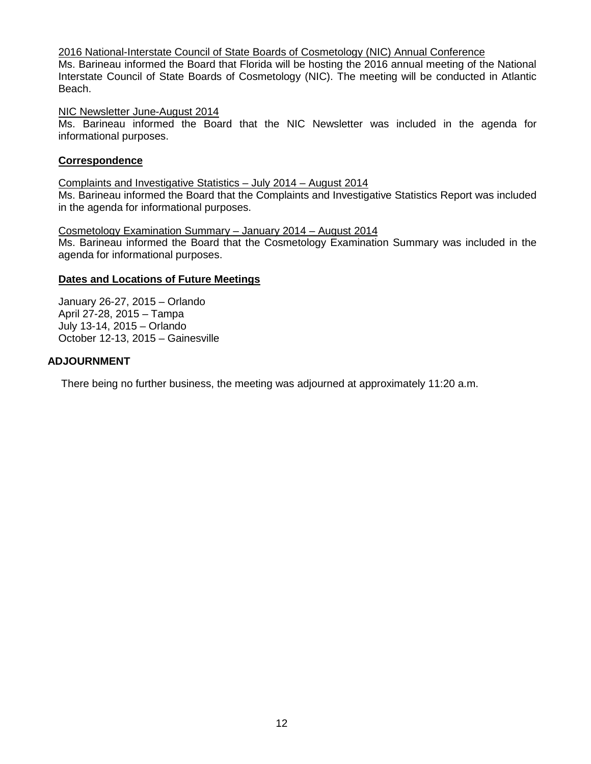<u>2016 National-Interstate Council of State Boards of Cosmetology (NIC) Annual Conference</u>
Ms. Barineau informed the Board that Florida will be hosting the 2016 annual meeting of the National Interstate Council of State Boards of Cosmetology (NIC). The meeting will be conducted in Atlantic Beach.

<u>NIC Newsletter June-August 2014</u>
Ms. Barineau informed the Board that the NIC Newsletter was included in the agenda for informational purposes.

**<u>Correspondence</u>**

<u>Complaints and Investigative Statistics – July 2014 – August 2014</u>
Ms. Barineau informed the Board that the Complaints and Investigative Statistics Report was included in the agenda for informational purposes.

<u>Cosmetology Examination Summary – January 2014 – August 2014</u>
Ms. Barineau informed the Board that the Cosmetology Examination Summary was included in the agenda for informational purposes.

**<u>Dates and Locations of Future Meetings</u>**

January 26-27, 2015 – Orlando
April 27-28, 2015 – Tampa
July 13-14, 2015 – Orlando
October 12-13, 2015 – Gainesville

**ADJOURNMENT**

There being no further business, the meeting was adjourned at approximately 11:20 a.m.